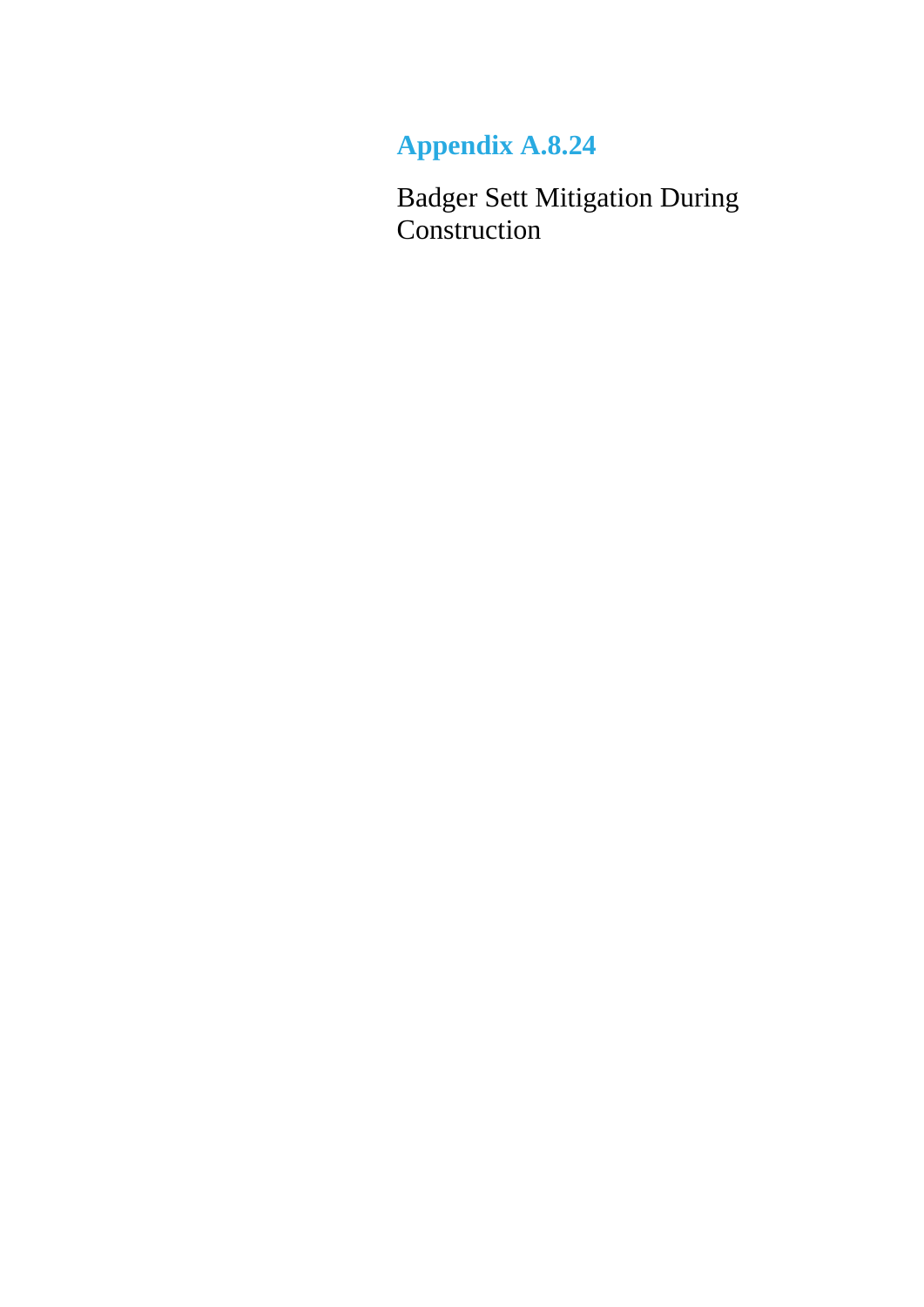# Appendix A.8.24

Badger Sett Mitigation During Construction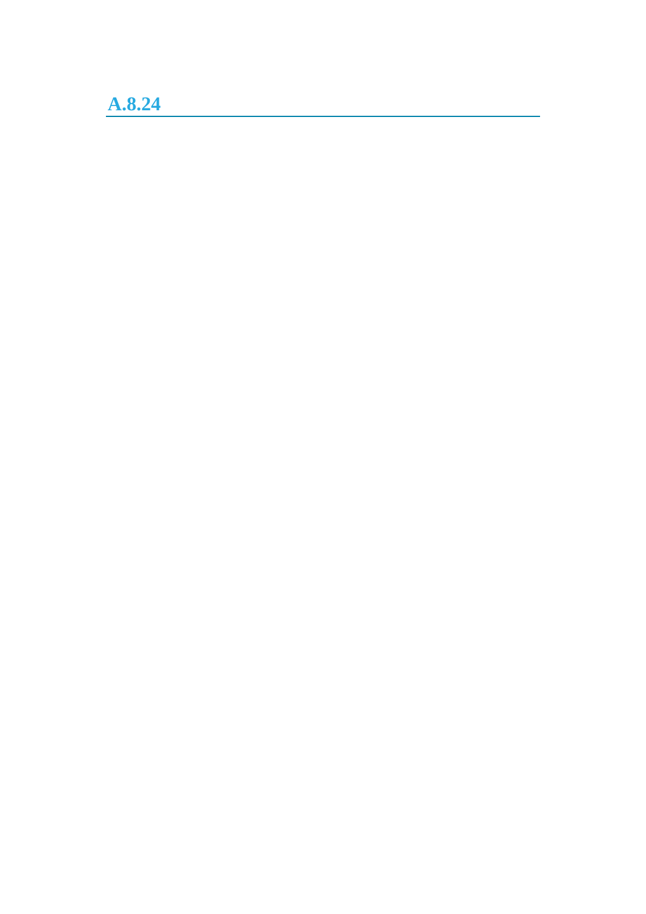## A.8.24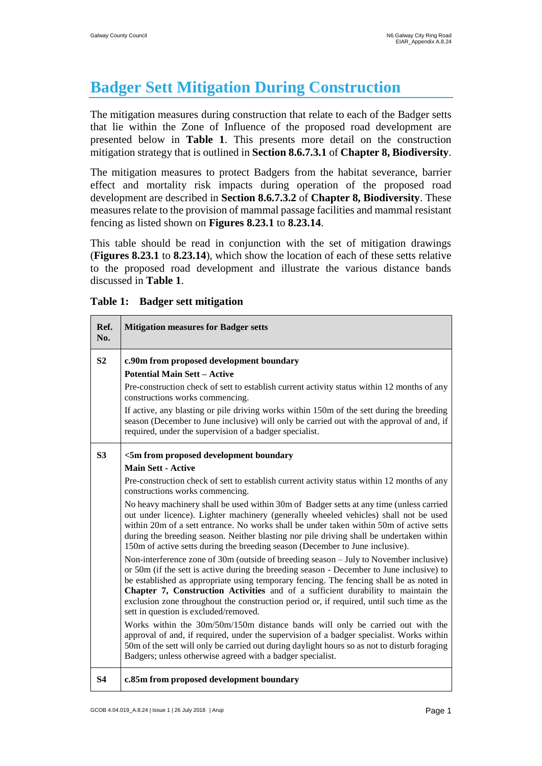# Badger Sett Mitigation During Construction

The mitigation measures during construction that relate to each of the Badger setts that lie within the Zone of Influence of the proposed road development are presented below in **Table 1**. This presents more detail on the construction mitigation strategy that is outlined in **Section 8.6.7.3.1** of **Chapter 8, Biodiversity**.

The mitigation measures to protect Badgers from the habitat severance, barrier effect and mortality risk impacts during operation of the proposed road development are described in **Section 8.6.7.3.2** of **Chapter 8, Biodiversity**. These measures relate to the provision of mammal passage facilities and mammal resistant fencing as listed shown on **Figures 8.23.1** to **8.23.14**.

This table should be read in conjunction with the set of mitigation drawings (**Figures 8.23.1** to **8.23.14**), which show the location of each of these setts relative to the proposed road development and illustrate the various distance bands discussed in **Table 1**.

**Table 1: Badger sett mitigation**

| Ref. No. | Mitigation measures for Badger setts |
|---|---|
| **S2** | **c.90m from proposed development boundary**<br>**Potential Main Sett – Active**<br>Pre-construction check of sett to establish current activity status within 12 months of any constructions works commencing.<br>If active, any blasting or pile driving works within 150m of the sett during the breeding season (December to June inclusive) will only be carried out with the approval of and, if required, under the supervision of a badger specialist. |
| **S3** | **<5m from proposed development boundary**<br>**Main Sett - Active**<br>Pre-construction check of sett to establish current activity status within 12 months of any constructions works commencing.<br>No heavy machinery shall be used within 30m of Badger setts at any time (unless carried out under licence). Lighter machinery (generally wheeled vehicles) shall not be used within 20m of a sett entrance. No works shall be under taken within 50m of active setts during the breeding season. Neither blasting nor pile driving shall be undertaken within 150m of active setts during the breeding season (December to June inclusive).<br>Non-interference zone of 30m (outside of breeding season – July to November inclusive) or 50m (if the sett is active during the breeding season - December to June inclusive) to be established as appropriate using temporary fencing. The fencing shall be as noted in **Chapter 7, Construction Activities** and of a sufficient durability to maintain the exclusion zone throughout the construction period or, if required, until such time as the sett in question is excluded/removed.<br>Works within the 30m/50m/150m distance bands will only be carried out with the approval of and, if required, under the supervision of a badger specialist. Works within 50m of the sett will only be carried out during daylight hours so as not to disturb foraging Badgers; unless otherwise agreed with a badger specialist. |
| **S4** | **c.85m from proposed development boundary** |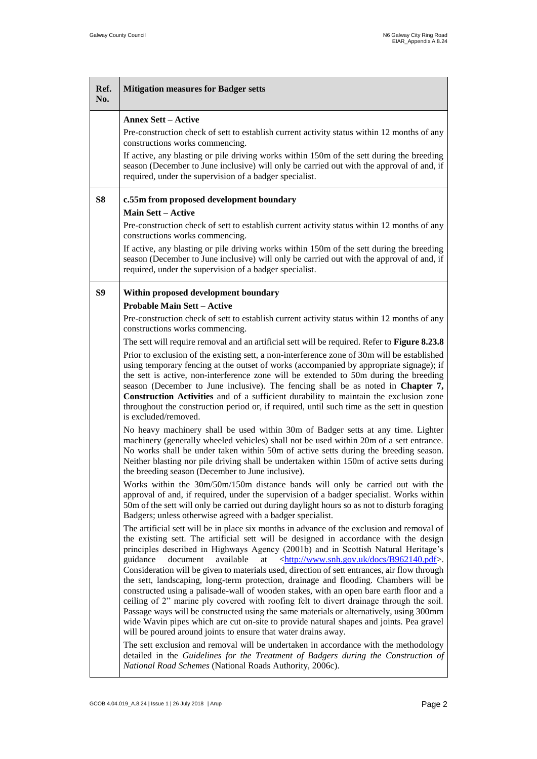| Ref. No. | Mitigation measures for Badger setts |
|---|---|
| | **Annex Sett – Active**<br>Pre-construction check of sett to establish current activity status within 12 months of any constructions works commencing.<br>If active, any blasting or pile driving works within 150m of the sett during the breeding season (December to June inclusive) will only be carried out with the approval of and, if required, under the supervision of a badger specialist. |
| **S8** | **c.55m from proposed development boundary**<br>**Main Sett – Active**<br>Pre-construction check of sett to establish current activity status within 12 months of any constructions works commencing.<br>If active, any blasting or pile driving works within 150m of the sett during the breeding season (December to June inclusive) will only be carried out with the approval of and, if required, under the supervision of a badger specialist. |
| **S9** | **Within proposed development boundary**<br>**Probable Main Sett – Active**<br>Pre-construction check of sett to establish current activity status within 12 months of any constructions works commencing.<br>The sett will require removal and an artificial sett will be required. Refer to **Figure 8.23.8**<br>Prior to exclusion of the existing sett, a non-interference zone of 30m will be established using temporary fencing at the outset of works (accompanied by appropriate signage); if the sett is active, non-interference zone will be extended to 50m during the breeding season (December to June inclusive). The fencing shall be as noted in **Chapter 7, Construction Activities** and of a sufficient durability to maintain the exclusion zone throughout the construction period or, if required, until such time as the sett in question is excluded/removed.<br>No heavy machinery shall be used within 30m of Badger setts at any time. Lighter machinery (generally wheeled vehicles) shall not be used within 20m of a sett entrance. No works shall be under taken within 50m of active setts during the breeding season. Neither blasting nor pile driving shall be undertaken within 150m of active setts during the breeding season (December to June inclusive).<br>Works within the 30m/50m/150m distance bands will only be carried out with the approval of and, if required, under the supervision of a badger specialist. Works within 50m of the sett will only be carried out during daylight hours so as not to disturb foraging Badgers; unless otherwise agreed with a badger specialist.<br>The artificial sett will be in place six months in advance of the exclusion and removal of the existing sett. The artificial sett will be designed in accordance with the design principles described in Highways Agency (2001b) and in Scottish Natural Heritage's guidance document available at <http://www.snh.gov.uk/docs/B962140.pdf>. Consideration will be given to materials used, direction of sett entrances, air flow through the sett, landscaping, long-term protection, drainage and flooding. Chambers will be constructed using a palisade-wall of wooden stakes, with an open bare earth floor and a ceiling of 2" marine ply covered with roofing felt to divert drainage through the soil. Passage ways will be constructed using the same materials or alternatively, using 300mm wide Wavin pipes which are cut on-site to provide natural shapes and joints. Pea gravel will be poured around joints to ensure that water drains away.<br>The sett exclusion and removal will be undertaken in accordance with the methodology detailed in the *Guidelines for the Treatment of Badgers during the Construction of National Road Schemes* (National Roads Authority, 2006c). |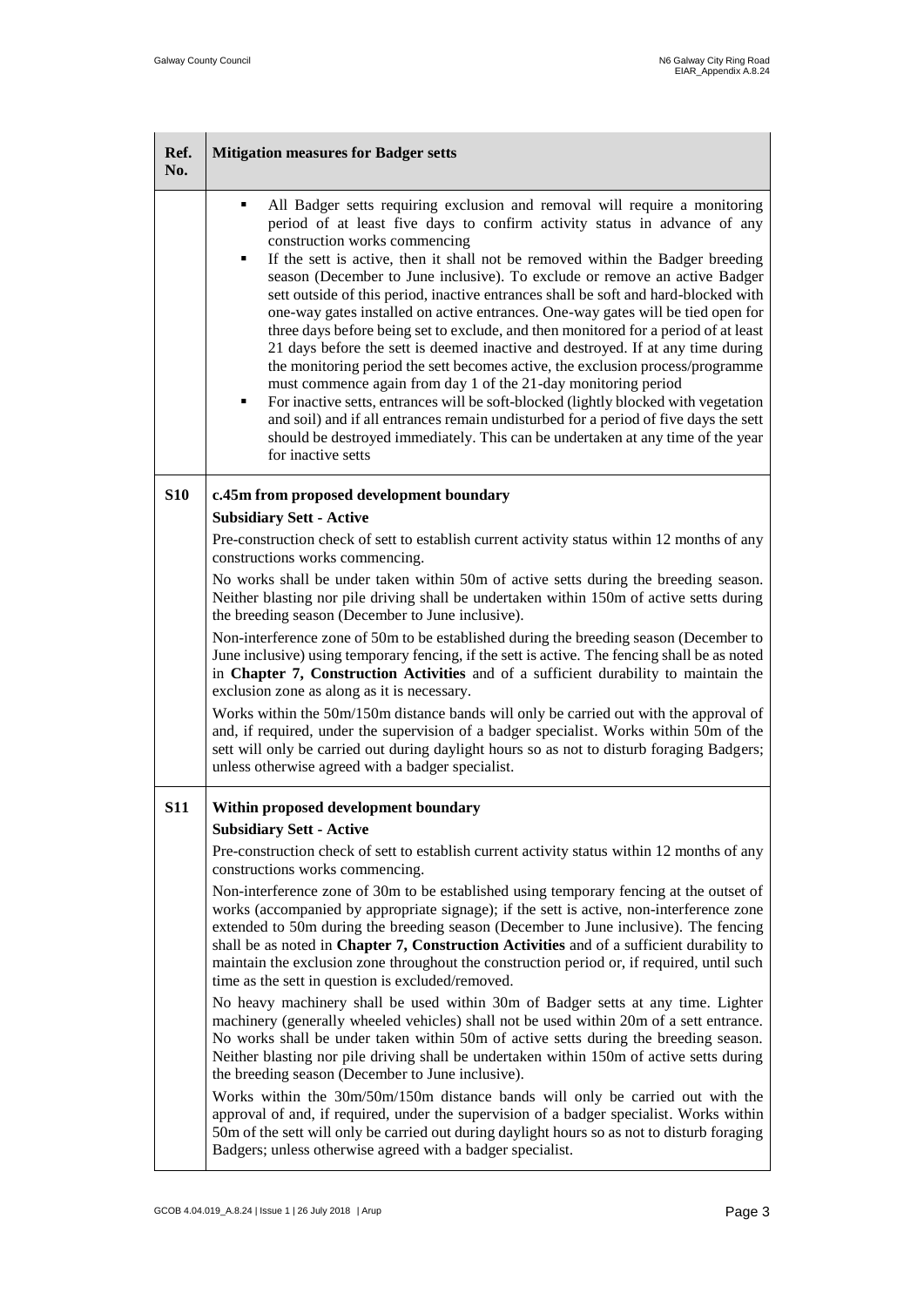| Ref. No. | Mitigation measures for Badger setts |
|---|---|
| | ▪ All Badger setts requiring exclusion and removal will require a monitoring period of at least five days to confirm activity status in advance of any construction works commencing<br>▪ If the sett is active, then it shall not be removed within the Badger breeding season (December to June inclusive). To exclude or remove an active Badger sett outside of this period, inactive entrances shall be soft and hard-blocked with one-way gates installed on active entrances. One-way gates will be tied open for three days before being set to exclude, and then monitored for a period of at least 21 days before the sett is deemed inactive and destroyed. If at any time during the monitoring period the sett becomes active, the exclusion process/programme must commence again from day 1 of the 21-day monitoring period<br>▪ For inactive setts, entrances will be soft-blocked (lightly blocked with vegetation and soil) and if all entrances remain undisturbed for a period of five days the sett should be destroyed immediately. This can be undertaken at any time of the year for inactive setts |
| **S10** | **c.45m from proposed development boundary**<br>**Subsidiary Sett - Active**<br>Pre-construction check of sett to establish current activity status within 12 months of any constructions works commencing.<br>No works shall be under taken within 50m of active setts during the breeding season. Neither blasting nor pile driving shall be undertaken within 150m of active setts during the breeding season (December to June inclusive).<br>Non-interference zone of 50m to be established during the breeding season (December to June inclusive) using temporary fencing, if the sett is active. The fencing shall be as noted in **Chapter 7, Construction Activities** and of a sufficient durability to maintain the exclusion zone as along as it is necessary.<br>Works within the 50m/150m distance bands will only be carried out with the approval of and, if required, under the supervision of a badger specialist. Works within 50m of the sett will only be carried out during daylight hours so as not to disturb foraging Badgers; unless otherwise agreed with a badger specialist. |
| **S11** | **Within proposed development boundary**<br>**Subsidiary Sett - Active**<br>Pre-construction check of sett to establish current activity status within 12 months of any constructions works commencing.<br>Non-interference zone of 30m to be established using temporary fencing at the outset of works (accompanied by appropriate signage); if the sett is active, non-interference zone extended to 50m during the breeding season (December to June inclusive). The fencing shall be as noted in **Chapter 7, Construction Activities** and of a sufficient durability to maintain the exclusion zone throughout the construction period or, if required, until such time as the sett in question is excluded/removed.<br>No heavy machinery shall be used within 30m of Badger setts at any time. Lighter machinery (generally wheeled vehicles) shall not be used within 20m of a sett entrance. No works shall be under taken within 50m of active setts during the breeding season. Neither blasting nor pile driving shall be undertaken within 150m of active setts during the breeding season (December to June inclusive).<br>Works within the 30m/50m/150m distance bands will only be carried out with the approval of and, if required, under the supervision of a badger specialist. Works within 50m of the sett will only be carried out during daylight hours so as not to disturb foraging Badgers; unless otherwise agreed with a badger specialist. |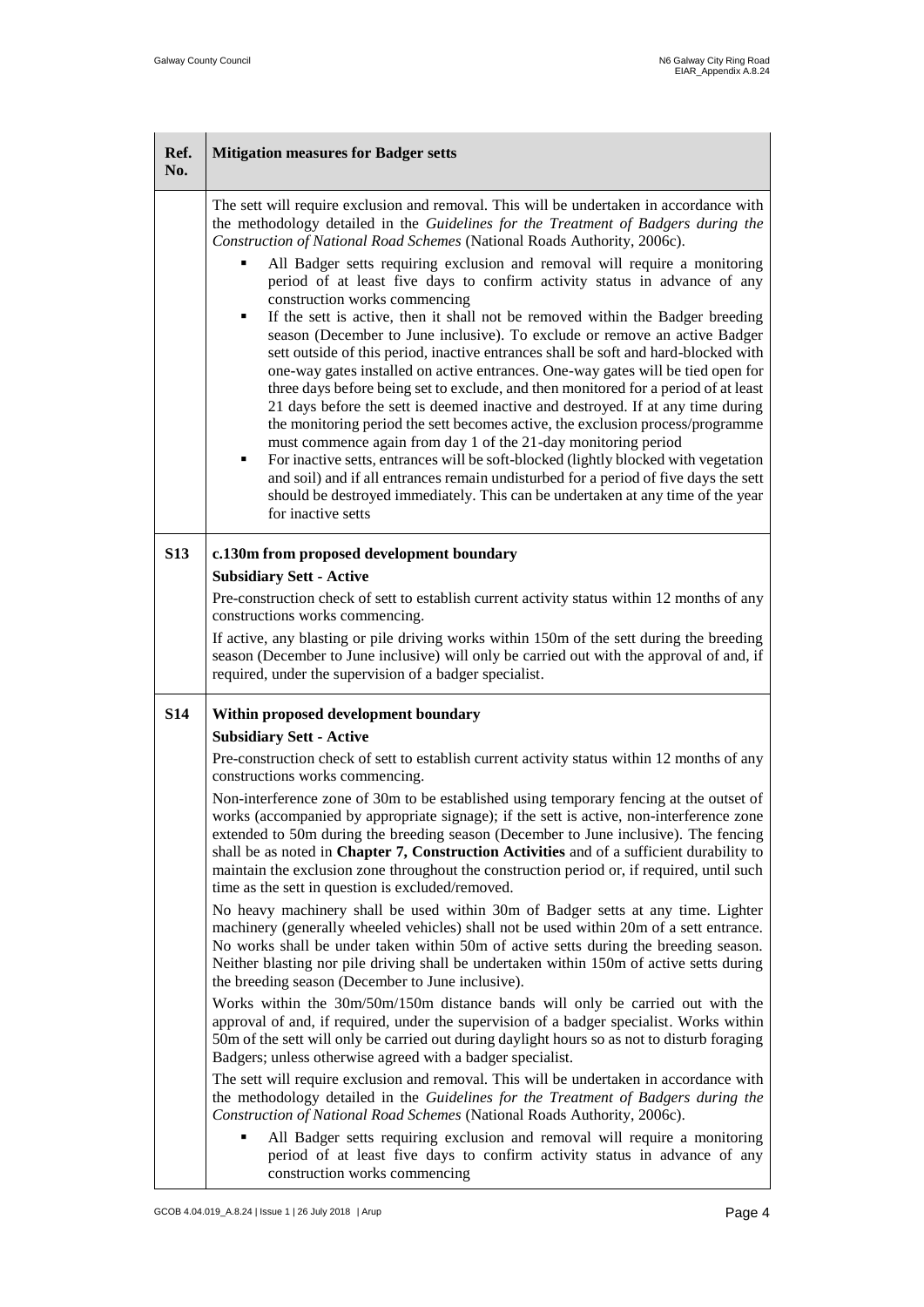| Ref. No. | Mitigation measures for Badger setts |
|---|---|
| | The sett will require exclusion and removal. This will be undertaken in accordance with the methodology detailed in the *Guidelines for the Treatment of Badgers during the Construction of National Road Schemes* (National Roads Authority, 2006c).<br>▪ All Badger setts requiring exclusion and removal will require a monitoring period of at least five days to confirm activity status in advance of any construction works commencing<br>▪ If the sett is active, then it shall not be removed within the Badger breeding season (December to June inclusive). To exclude or remove an active Badger sett outside of this period, inactive entrances shall be soft and hard-blocked with one-way gates installed on active entrances. One-way gates will be tied open for three days before being set to exclude, and then monitored for a period of at least 21 days before the sett is deemed inactive and destroyed. If at any time during the monitoring period the sett becomes active, the exclusion process/programme must commence again from day 1 of the 21-day monitoring period<br>▪ For inactive setts, entrances will be soft-blocked (lightly blocked with vegetation and soil) and if all entrances remain undisturbed for a period of five days the sett should be destroyed immediately. This can be undertaken at any time of the year for inactive setts |
| **S13** | **c.130m from proposed development boundary**<br>**Subsidiary Sett - Active**<br>Pre-construction check of sett to establish current activity status within 12 months of any constructions works commencing.<br>If active, any blasting or pile driving works within 150m of the sett during the breeding season (December to June inclusive) will only be carried out with the approval of and, if required, under the supervision of a badger specialist. |
| **S14** | **Within proposed development boundary**<br>**Subsidiary Sett - Active**<br>Pre-construction check of sett to establish current activity status within 12 months of any constructions works commencing.<br>Non-interference zone of 30m to be established using temporary fencing at the outset of works (accompanied by appropriate signage); if the sett is active, non-interference zone extended to 50m during the breeding season (December to June inclusive). The fencing shall be as noted in **Chapter 7, Construction Activities** and of a sufficient durability to maintain the exclusion zone throughout the construction period or, if required, until such time as the sett in question is excluded/removed.<br>No heavy machinery shall be used within 30m of Badger setts at any time. Lighter machinery (generally wheeled vehicles) shall not be used within 20m of a sett entrance. No works shall be under taken within 50m of active setts during the breeding season. Neither blasting nor pile driving shall be undertaken within 150m of active setts during the breeding season (December to June inclusive).<br>Works within the 30m/50m/150m distance bands will only be carried out with the approval of and, if required, under the supervision of a badger specialist. Works within 50m of the sett will only be carried out during daylight hours so as not to disturb foraging Badgers; unless otherwise agreed with a badger specialist.<br>The sett will require exclusion and removal. This will be undertaken in accordance with the methodology detailed in the *Guidelines for the Treatment of Badgers during the Construction of National Road Schemes* (National Roads Authority, 2006c).<br>▪ All Badger setts requiring exclusion and removal will require a monitoring period of at least five days to confirm activity status in advance of any construction works commencing |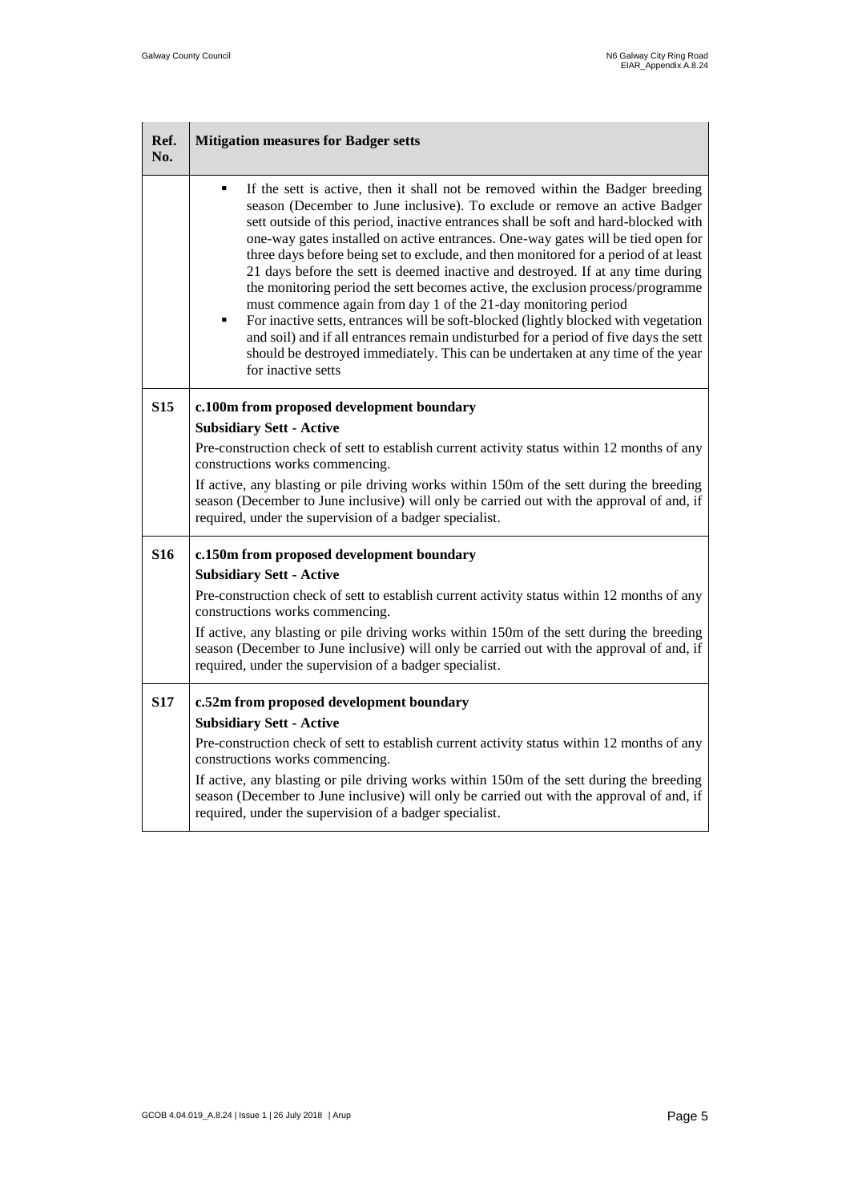| Ref. No. | Mitigation measures for Badger setts |
| --- | --- |
| | ▪ If the sett is active, then it shall not be removed within the Badger breeding season (December to June inclusive). To exclude or remove an active Badger sett outside of this period, inactive entrances shall be soft and hard-blocked with one-way gates installed on active entrances. One-way gates will be tied open for three days before being set to exclude, and then monitored for a period of at least 21 days before the sett is deemed inactive and destroyed. If at any time during the monitoring period the sett becomes active, the exclusion process/programme must commence again from day 1 of the 21-day monitoring period<br>▪ For inactive setts, entrances will be soft-blocked (lightly blocked with vegetation and soil) and if all entrances remain undisturbed for a period of five days the sett should be destroyed immediately. This can be undertaken at any time of the year for inactive setts |
| **S15** | **c.100m from proposed development boundary**<br>**Subsidiary Sett - Active**<br>Pre-construction check of sett to establish current activity status within 12 months of any constructions works commencing.<br>If active, any blasting or pile driving works within 150m of the sett during the breeding season (December to June inclusive) will only be carried out with the approval of and, if required, under the supervision of a badger specialist. |
| **S16** | **c.150m from proposed development boundary**<br>**Subsidiary Sett - Active**<br>Pre-construction check of sett to establish current activity status within 12 months of any constructions works commencing.<br>If active, any blasting or pile driving works within 150m of the sett during the breeding season (December to June inclusive) will only be carried out with the approval of and, if required, under the supervision of a badger specialist. |
| **S17** | **c.52m from proposed development boundary**<br>**Subsidiary Sett - Active**<br>Pre-construction check of sett to establish current activity status within 12 months of any constructions works commencing.<br>If active, any blasting or pile driving works within 150m of the sett during the breeding season (December to June inclusive) will only be carried out with the approval of and, if required, under the supervision of a badger specialist. |